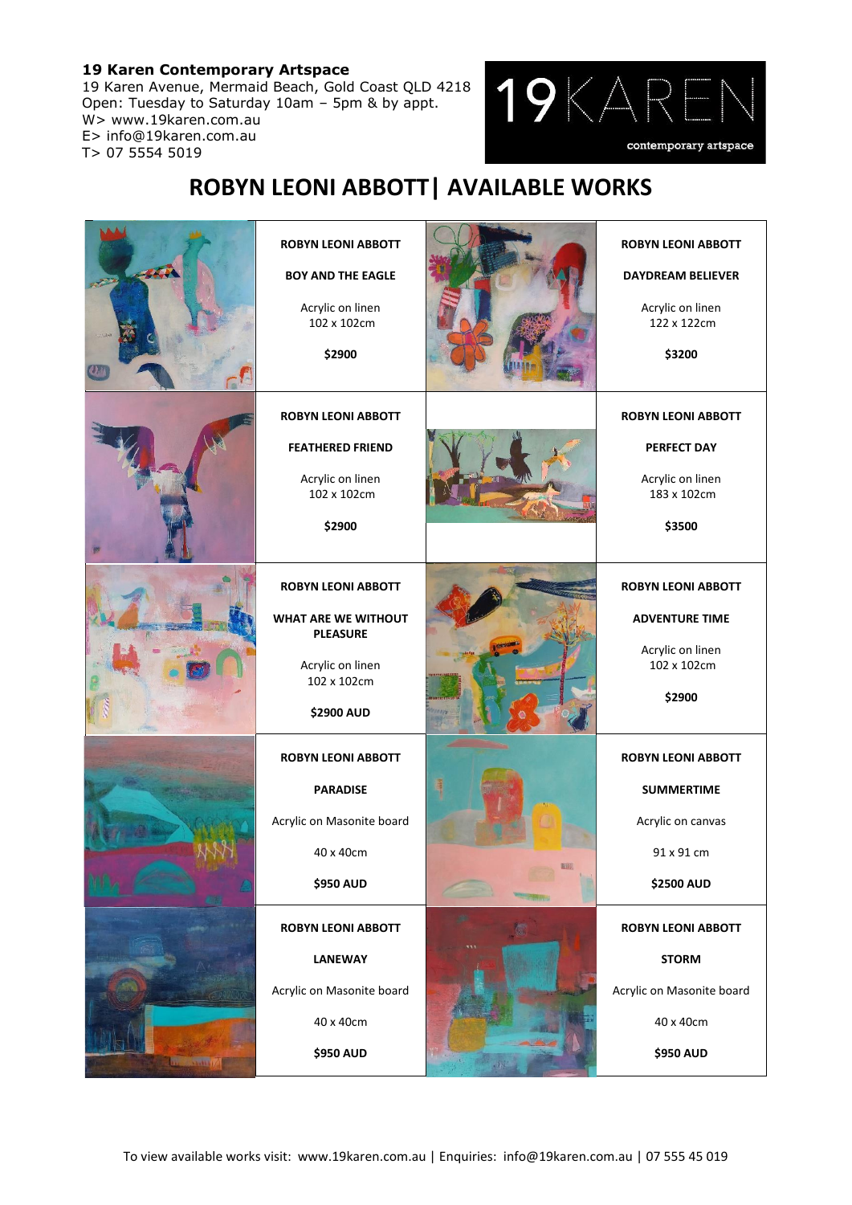**19 Karen Contemporary Artspace**
19 Karen Avenue, Mermaid Beach, Gold Coast QLD 4218
Open: Tuesday to Saturday 10am – 5pm & by appt.
W> www.19karen.com.au
E> info@19karen.com.au
T> 07 5554 5019

19KAREN contemporary artspace

# ROBYN LEONI ABBOTT| AVAILABLE WORKS

**ROBYN LEONI ABBOTT**

**BOY AND THE EAGLE**

Acrylic on linen
102 x 102cm

**$2900**

**ROBYN LEONI ABBOTT**

**DAYDREAM BELIEVER**

Acrylic on linen
122 x 122cm

**$3200**

**ROBYN LEONI ABBOTT**

**FEATHERED FRIEND**

Acrylic on linen
102 x 102cm

**$2900**

**ROBYN LEONI ABBOTT**

**PERFECT DAY**

Acrylic on linen
183 x 102cm

**$3500**

**ROBYN LEONI ABBOTT**

**WHAT ARE WE WITHOUT PLEASURE**

Acrylic on linen
102 x 102cm

**$2900 AUD**

**ROBYN LEONI ABBOTT**

**ADVENTURE TIME**

Acrylic on linen
102 x 102cm

**$2900**

**ROBYN LEONI ABBOTT**

**PARADISE**

Acrylic on Masonite board

40 x 40cm

**$950 AUD**

**ROBYN LEONI ABBOTT**

**SUMMERTIME**

Acrylic on canvas

91 x 91 cm

**$2500 AUD**

**ROBYN LEONI ABBOTT**

**LANEWAY**

Acrylic on Masonite board

40 x 40cm

**$950 AUD**

**ROBYN LEONI ABBOTT**

**STORM**

Acrylic on Masonite board

40 x 40cm

**$950 AUD**

To view available works visit: www.19karen.com.au | Enquiries: info@19karen.com.au | 07 555 45 019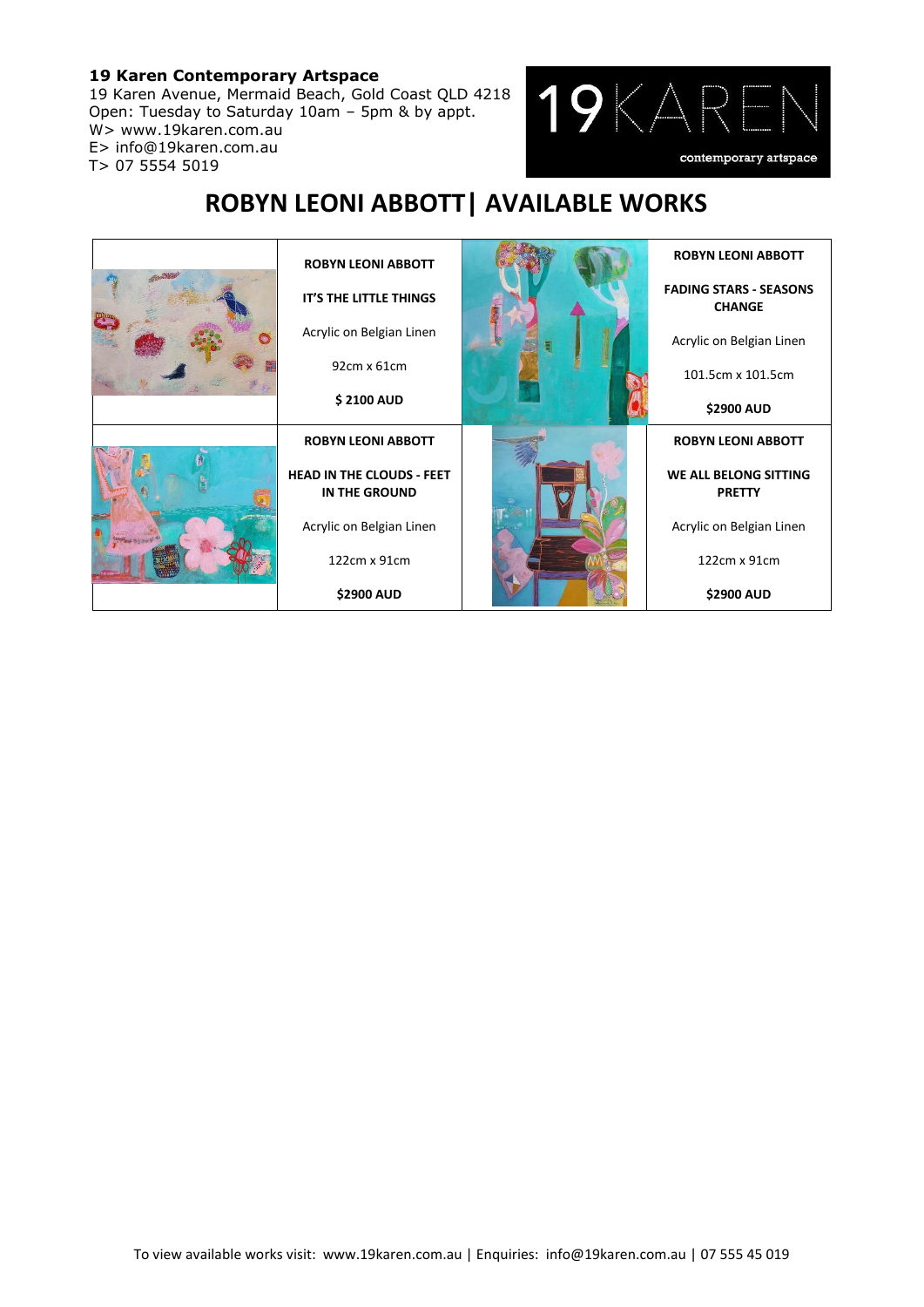**19 Karen Contemporary Artspace**
19 Karen Avenue, Mermaid Beach, Gold Coast QLD 4218
Open: Tuesday to Saturday 10am – 5pm & by appt.
W> www.19karen.com.au
E> info@19karen.com.au
T> 07 5554 5019

19KAREN
contemporary artspace

# ROBYN LEONI ABBOTT| AVAILABLE WORKS

| | | | |
|---|---|---|---|
| | **ROBYN LEONI ABBOTT**<br><br>**IT'S THE LITTLE THINGS**<br><br>Acrylic on Belgian Linen<br><br>92cm x 61cm<br><br>**$ 2100 AUD** | | **ROBYN LEONI ABBOTT**<br><br>**FADING STARS - SEASONS CHANGE**<br><br>Acrylic on Belgian Linen<br><br>101.5cm x 101.5cm<br><br>**$2900 AUD** |
| | **ROBYN LEONI ABBOTT**<br><br>**HEAD IN THE CLOUDS - FEET IN THE GROUND**<br><br>Acrylic on Belgian Linen<br><br>122cm x 91cm<br><br>**$2900 AUD** | | **ROBYN LEONI ABBOTT**<br><br>**WE ALL BELONG SITTING PRETTY**<br><br>Acrylic on Belgian Linen<br><br>122cm x 91cm<br><br>**$2900 AUD** |

To view available works visit: www.19karen.com.au | Enquiries: info@19karen.com.au | 07 555 45 019